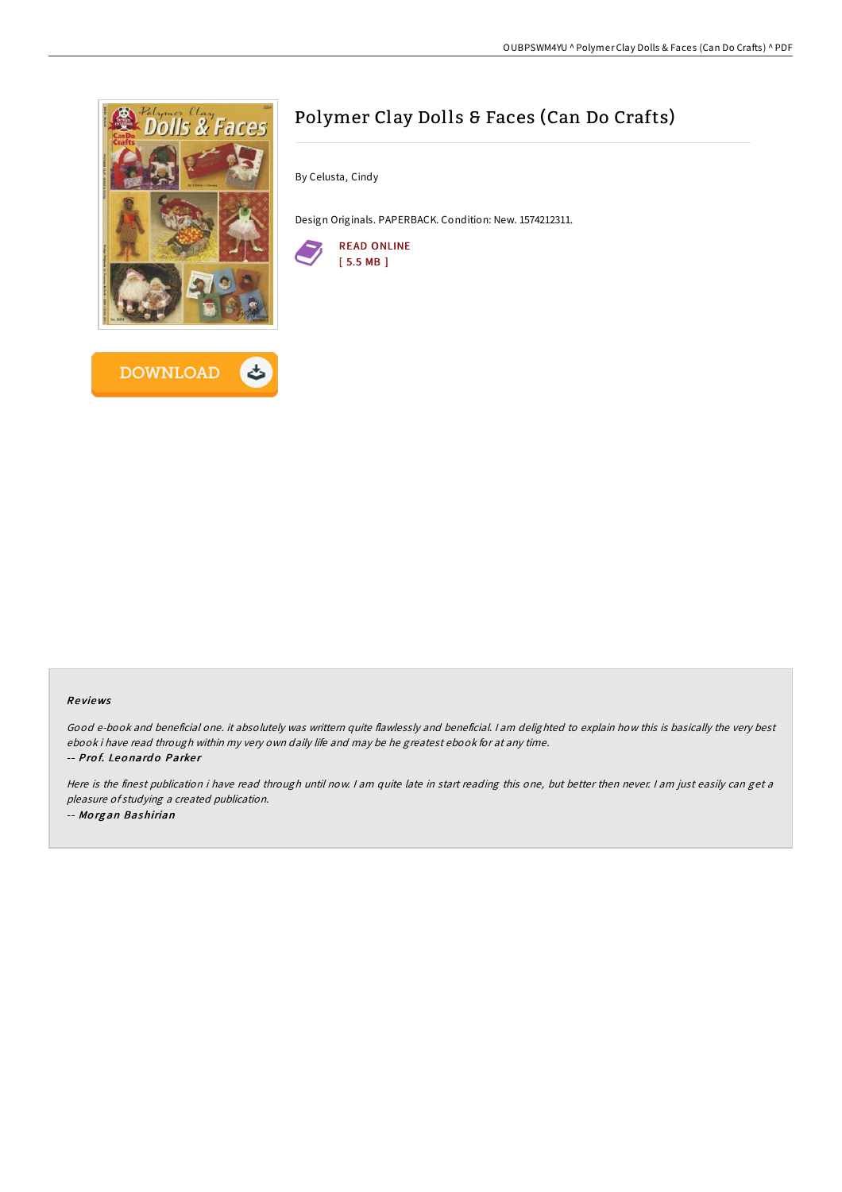# Polymer Clay Dolls & Faces (Can Do Crafts)

By Celusta, Cindy

Design Originals. PAPERBACK. Condition: New. 1574212311.

READ ONLINE
[ 5.5 MB ]

DOWNLOAD

## Reviews

*Good e-book and beneficial one. it absolutely was writtern quite flawlessly and beneficial. I am delighted to explain how this is basically the very best ebook i have read through within my very own daily life and may be he greatest ebook for at any time.*

-- ***Prof. Leonardo Parker***

*Here is the finest publication i have read through until now. I am quite late in start reading this one, but better then never. I am just easily can get a pleasure of studying a created publication.*

-- ***Morgan Bashirian***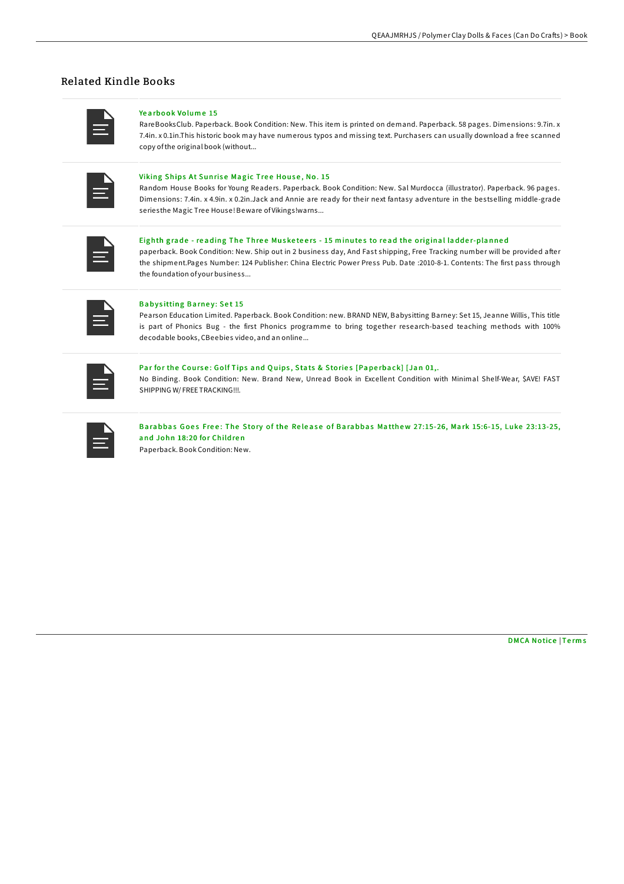## Related Kindle Books

### Yearbook Volume 15

RareBooksClub. Paperback. Book Condition: New. This item is printed on demand. Paperback. 58 pages. Dimensions: 9.7in. x 7.4in. x 0.1in.This historic book may have numerous typos and missing text. Purchasers can usually download a free scanned copy of the original book (without...

### Viking Ships At Sunrise Magic Tree House, No. 15

Random House Books for Young Readers. Paperback. Book Condition: New. Sal Murdocca (illustrator). Paperback. 96 pages. Dimensions: 7.4in. x 4.9in. x 0.2in.Jack and Annie are ready for their next fantasy adventure in the bestselling middle-grade series the Magic Tree House! Beware of Vikings!warns...

### Eighth grade - reading The Three Musketeers - 15 minutes to read the original ladder-planned

paperback. Book Condition: New. Ship out in 2 business day, And Fast shipping, Free Tracking number will be provided after the shipment.Pages Number: 124 Publisher: China Electric Power Press Pub. Date :2010-8-1. Contents: The first pass through the foundation of your business...

### Babysitting Barney: Set 15

Pearson Education Limited. Paperback. Book Condition: new. BRAND NEW, Babysitting Barney: Set 15, Jeanne Willis, This title is part of Phonics Bug - the first Phonics programme to bring together research-based teaching methods with 100% decodable books, CBeebies video, and an online...

### Par for the Course: Golf Tips and Quips, Stats & Stories [Paperback] [Jan 01,.

No Binding. Book Condition: New. Brand New, Unread Book in Excellent Condition with Minimal Shelf-Wear, $AVE! FAST SHIPPING W/ FREE TRACKING!!!.

### Barabbas Goes Free: The Story of the Release of Barabbas Matthew 27:15-26, Mark 15:6-15, Luke 23:13-25, and John 18:20 for Children

Paperback. Book Condition: New.